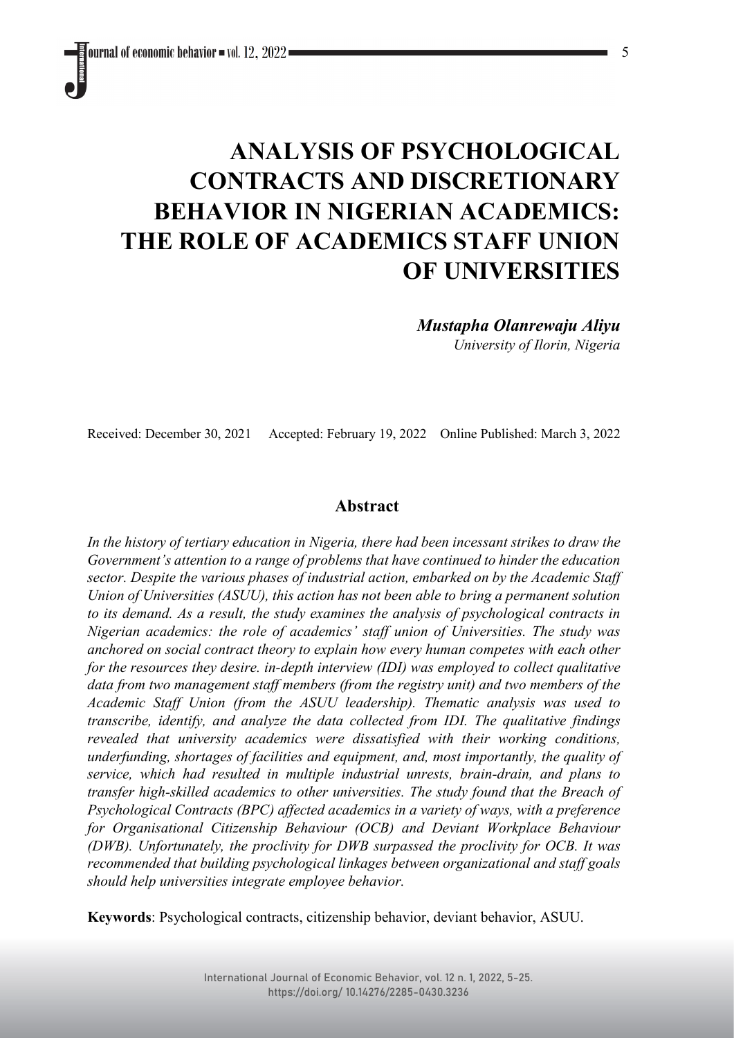# ANALYSIS OF PSYCHOLOGICAL CONTRACTS AND DISCRETIONARY BEHAVIOR IN NIGERIAN ACADEMICS: THE ROLE OF ACADEMICS STAFF UNION OF UNIVERSITIES

***Mustapha Olanrewaju Aliyu***
*University of Ilorin, Nigeria*

Received: December 30, 2021 Accepted: February 19, 2022 Online Published: March 3, 2022

## Abstract

*In the history of tertiary education in Nigeria, there had been incessant strikes to draw the Government's attention to a range of problems that have continued to hinder the education sector. Despite the various phases of industrial action, embarked on by the Academic Staff Union of Universities (ASUU), this action has not been able to bring a permanent solution to its demand. As a result, the study examines the analysis of psychological contracts in Nigerian academics: the role of academics' staff union of Universities. The study was anchored on social contract theory to explain how every human competes with each other for the resources they desire. in-depth interview (IDI) was employed to collect qualitative data from two management staff members (from the registry unit) and two members of the Academic Staff Union (from the ASUU leadership). Thematic analysis was used to transcribe, identify, and analyze the data collected from IDI. The qualitative findings revealed that university academics were dissatisfied with their working conditions, underfunding, shortages of facilities and equipment, and, most importantly, the quality of service, which had resulted in multiple industrial unrests, brain-drain, and plans to transfer high-skilled academics to other universities. The study found that the Breach of Psychological Contracts (BPC) affected academics in a variety of ways, with a preference for Organisational Citizenship Behaviour (OCB) and Deviant Workplace Behaviour (DWB). Unfortunately, the proclivity for DWB surpassed the proclivity for OCB. It was recommended that building psychological linkages between organizational and staff goals should help universities integrate employee behavior.*

**Keywords**: Psychological contracts, citizenship behavior, deviant behavior, ASUU.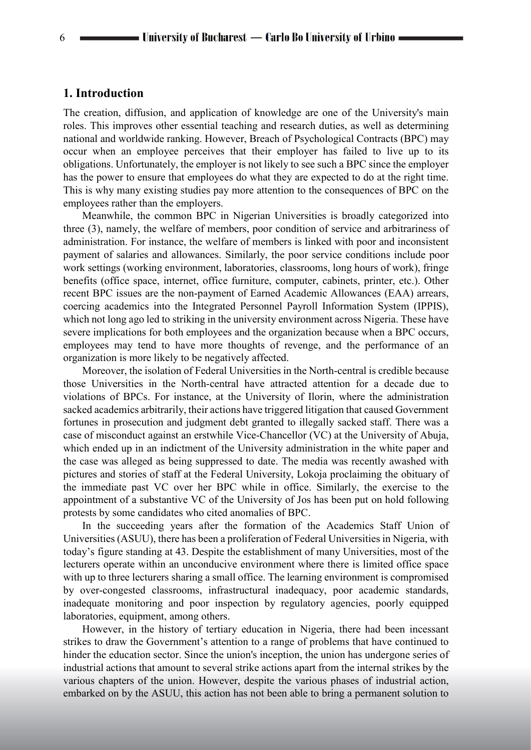## 1. Introduction

The creation, diffusion, and application of knowledge are one of the University's main roles. This improves other essential teaching and research duties, as well as determining national and worldwide ranking. However, Breach of Psychological Contracts (BPC) may occur when an employee perceives that their employer has failed to live up to its obligations. Unfortunately, the employer is not likely to see such a BPC since the employer has the power to ensure that employees do what they are expected to do at the right time. This is why many existing studies pay more attention to the consequences of BPC on the employees rather than the employers.

Meanwhile, the common BPC in Nigerian Universities is broadly categorized into three (3), namely, the welfare of members, poor condition of service and arbitrariness of administration. For instance, the welfare of members is linked with poor and inconsistent payment of salaries and allowances. Similarly, the poor service conditions include poor work settings (working environment, laboratories, classrooms, long hours of work), fringe benefits (office space, internet, office furniture, computer, cabinets, printer, etc.). Other recent BPC issues are the non-payment of Earned Academic Allowances (EAA) arrears, coercing academics into the Integrated Personnel Payroll Information System (IPPIS), which not long ago led to striking in the university environment across Nigeria. These have severe implications for both employees and the organization because when a BPC occurs, employees may tend to have more thoughts of revenge, and the performance of an organization is more likely to be negatively affected.

Moreover, the isolation of Federal Universities in the North-central is credible because those Universities in the North-central have attracted attention for a decade due to violations of BPCs. For instance, at the University of Ilorin, where the administration sacked academics arbitrarily, their actions have triggered litigation that caused Government fortunes in prosecution and judgment debt granted to illegally sacked staff. There was a case of misconduct against an erstwhile Vice-Chancellor (VC) at the University of Abuja, which ended up in an indictment of the University administration in the white paper and the case was alleged as being suppressed to date. The media was recently awashed with pictures and stories of staff at the Federal University, Lokoja proclaiming the obituary of the immediate past VC over her BPC while in office. Similarly, the exercise to the appointment of a substantive VC of the University of Jos has been put on hold following protests by some candidates who cited anomalies of BPC.

In the succeeding years after the formation of the Academics Staff Union of Universities (ASUU), there has been a proliferation of Federal Universities in Nigeria, with today's figure standing at 43. Despite the establishment of many Universities, most of the lecturers operate within an unconducive environment where there is limited office space with up to three lecturers sharing a small office. The learning environment is compromised by over-congested classrooms, infrastructural inadequacy, poor academic standards, inadequate monitoring and poor inspection by regulatory agencies, poorly equipped laboratories, equipment, among others.

However, in the history of tertiary education in Nigeria, there had been incessant strikes to draw the Government's attention to a range of problems that have continued to hinder the education sector. Since the union's inception, the union has undergone series of industrial actions that amount to several strike actions apart from the internal strikes by the various chapters of the union. However, despite the various phases of industrial action, embarked on by the ASUU, this action has not been able to bring a permanent solution to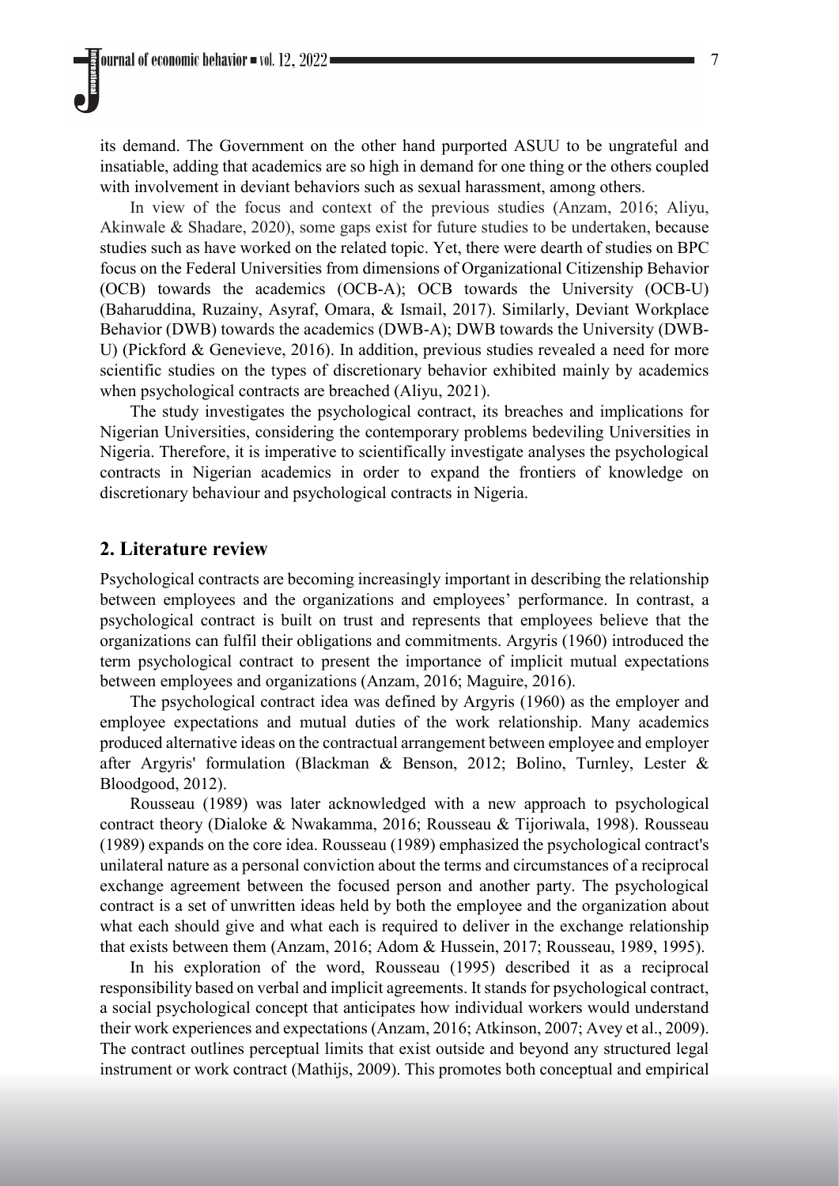its demand. The Government on the other hand purported ASUU to be ungrateful and insatiable, adding that academics are so high in demand for one thing or the others coupled with involvement in deviant behaviors such as sexual harassment, among others.

In view of the focus and context of the previous studies (Anzam, 2016; Aliyu, Akinwale & Shadare, 2020), some gaps exist for future studies to be undertaken, because studies such as have worked on the related topic. Yet, there were dearth of studies on BPC focus on the Federal Universities from dimensions of Organizational Citizenship Behavior (OCB) towards the academics (OCB-A); OCB towards the University (OCB-U) (Baharuddina, Ruzainy, Asyraf, Omara, & Ismail, 2017). Similarly, Deviant Workplace Behavior (DWB) towards the academics (DWB-A); DWB towards the University (DWB-U) (Pickford & Genevieve, 2016). In addition, previous studies revealed a need for more scientific studies on the types of discretionary behavior exhibited mainly by academics when psychological contracts are breached (Aliyu, 2021).

The study investigates the psychological contract, its breaches and implications for Nigerian Universities, considering the contemporary problems bedeviling Universities in Nigeria. Therefore, it is imperative to scientifically investigate analyses the psychological contracts in Nigerian academics in order to expand the frontiers of knowledge on discretionary behaviour and psychological contracts in Nigeria.

## 2. Literature review

Psychological contracts are becoming increasingly important in describing the relationship between employees and the organizations and employees' performance. In contrast, a psychological contract is built on trust and represents that employees believe that the organizations can fulfil their obligations and commitments. Argyris (1960) introduced the term psychological contract to present the importance of implicit mutual expectations between employees and organizations (Anzam, 2016; Maguire, 2016).

The psychological contract idea was defined by Argyris (1960) as the employer and employee expectations and mutual duties of the work relationship. Many academics produced alternative ideas on the contractual arrangement between employee and employer after Argyris' formulation (Blackman & Benson, 2012; Bolino, Turnley, Lester & Bloodgood, 2012).

Rousseau (1989) was later acknowledged with a new approach to psychological contract theory (Dialoke & Nwakamma, 2016; Rousseau & Tijoriwala, 1998). Rousseau (1989) expands on the core idea. Rousseau (1989) emphasized the psychological contract's unilateral nature as a personal conviction about the terms and circumstances of a reciprocal exchange agreement between the focused person and another party. The psychological contract is a set of unwritten ideas held by both the employee and the organization about what each should give and what each is required to deliver in the exchange relationship that exists between them (Anzam, 2016; Adom & Hussein, 2017; Rousseau, 1989, 1995).

In his exploration of the word, Rousseau (1995) described it as a reciprocal responsibility based on verbal and implicit agreements. It stands for psychological contract, a social psychological concept that anticipates how individual workers would understand their work experiences and expectations (Anzam, 2016; Atkinson, 2007; Avey et al., 2009). The contract outlines perceptual limits that exist outside and beyond any structured legal instrument or work contract (Mathijs, 2009). This promotes both conceptual and empirical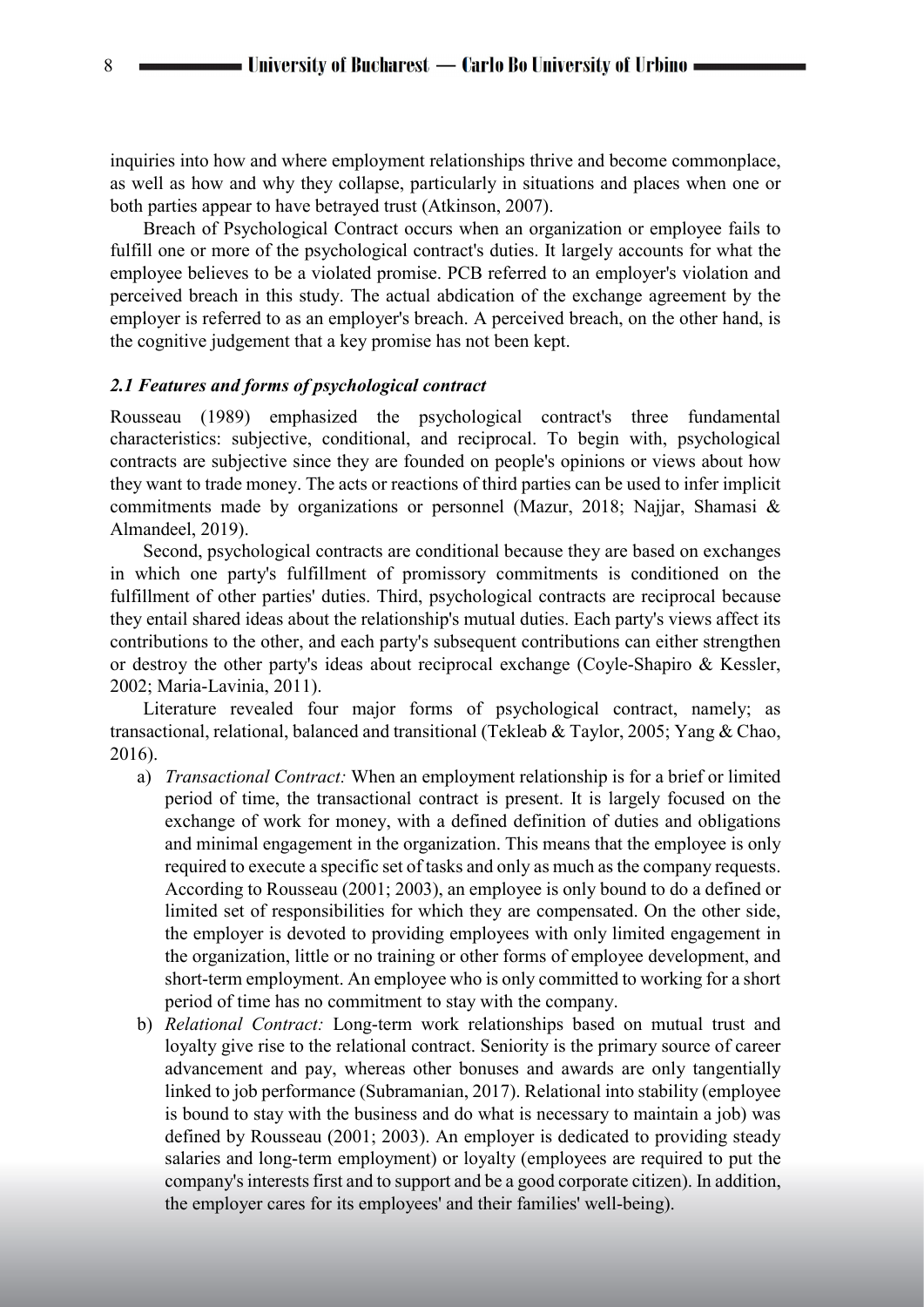inquiries into how and where employment relationships thrive and become commonplace, as well as how and why they collapse, particularly in situations and places when one or both parties appear to have betrayed trust (Atkinson, 2007).

Breach of Psychological Contract occurs when an organization or employee fails to fulfill one or more of the psychological contract's duties. It largely accounts for what the employee believes to be a violated promise. PCB referred to an employer's violation and perceived breach in this study. The actual abdication of the exchange agreement by the employer is referred to as an employer's breach. A perceived breach, on the other hand, is the cognitive judgement that a key promise has not been kept.

### *2.1 Features and forms of psychological contract*

Rousseau (1989) emphasized the psychological contract's three fundamental characteristics: subjective, conditional, and reciprocal. To begin with, psychological contracts are subjective since they are founded on people's opinions or views about how they want to trade money. The acts or reactions of third parties can be used to infer implicit commitments made by organizations or personnel (Mazur, 2018; Najjar, Shamasi & Almandeel, 2019).

Second, psychological contracts are conditional because they are based on exchanges in which one party's fulfillment of promissory commitments is conditioned on the fulfillment of other parties' duties. Third, psychological contracts are reciprocal because they entail shared ideas about the relationship's mutual duties. Each party's views affect its contributions to the other, and each party's subsequent contributions can either strengthen or destroy the other party's ideas about reciprocal exchange (Coyle-Shapiro & Kessler, 2002; Maria-Lavinia, 2011).

Literature revealed four major forms of psychological contract, namely; as transactional, relational, balanced and transitional (Tekleab & Taylor, 2005; Yang & Chao, 2016).

a) *Transactional Contract:* When an employment relationship is for a brief or limited period of time, the transactional contract is present. It is largely focused on the exchange of work for money, with a defined definition of duties and obligations and minimal engagement in the organization. This means that the employee is only required to execute a specific set of tasks and only as much as the company requests. According to Rousseau (2001; 2003), an employee is only bound to do a defined or limited set of responsibilities for which they are compensated. On the other side, the employer is devoted to providing employees with only limited engagement in the organization, little or no training or other forms of employee development, and short-term employment. An employee who is only committed to working for a short period of time has no commitment to stay with the company.

b) *Relational Contract:* Long-term work relationships based on mutual trust and loyalty give rise to the relational contract. Seniority is the primary source of career advancement and pay, whereas other bonuses and awards are only tangentially linked to job performance (Subramanian, 2017). Relational into stability (employee is bound to stay with the business and do what is necessary to maintain a job) was defined by Rousseau (2001; 2003). An employer is dedicated to providing steady salaries and long-term employment) or loyalty (employees are required to put the company's interests first and to support and be a good corporate citizen). In addition, the employer cares for its employees' and their families' well-being).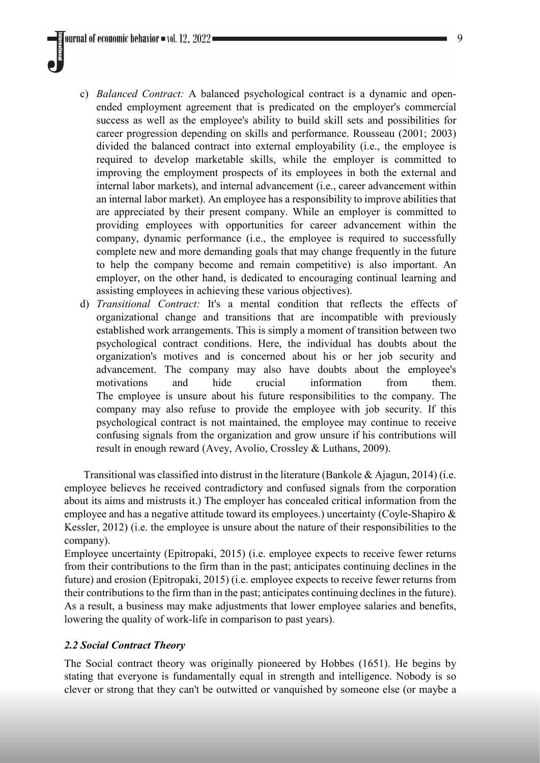c) *Balanced Contract:* A balanced psychological contract is a dynamic and open-ended employment agreement that is predicated on the employer's commercial success as well as the employee's ability to build skill sets and possibilities for career progression depending on skills and performance. Rousseau (2001; 2003) divided the balanced contract into external employability (i.e., the employee is required to develop marketable skills, while the employer is committed to improving the employment prospects of its employees in both the external and internal labor markets), and internal advancement (i.e., career advancement within an internal labor market). An employee has a responsibility to improve abilities that are appreciated by their present company. While an employer is committed to providing employees with opportunities for career advancement within the company, dynamic performance (i.e., the employee is required to successfully complete new and more demanding goals that may change frequently in the future to help the company become and remain competitive) is also important. An employer, on the other hand, is dedicated to encouraging continual learning and assisting employees in achieving these various objectives).

d) *Transitional Contract:* It's a mental condition that reflects the effects of organizational change and transitions that are incompatible with previously established work arrangements. This is simply a moment of transition between two psychological contract conditions. Here, the individual has doubts about the organization's motives and is concerned about his or her job security and advancement. The company may also have doubts about the employee's motivations and hide crucial information from them. The employee is unsure about his future responsibilities to the company. The company may also refuse to provide the employee with job security. If this psychological contract is not maintained, the employee may continue to receive confusing signals from the organization and grow unsure if his contributions will result in enough reward (Avey, Avolio, Crossley & Luthans, 2009).

Transitional was classified into distrust in the literature (Bankole & Ajagun, 2014) (i.e. employee believes he received contradictory and confused signals from the corporation about its aims and mistrusts it.) The employer has concealed critical information from the employee and has a negative attitude toward its employees.) uncertainty (Coyle-Shapiro & Kessler, 2012) (i.e. the employee is unsure about the nature of their responsibilities to the company).

Employee uncertainty (Epitropaki, 2015) (i.e. employee expects to receive fewer returns from their contributions to the firm than in the past; anticipates continuing declines in the future) and erosion (Epitropaki, 2015) (i.e. employee expects to receive fewer returns from their contributions to the firm than in the past; anticipates continuing declines in the future). As a result, a business may make adjustments that lower employee salaries and benefits, lowering the quality of work-life in comparison to past years).

### *2.2 Social Contract Theory*

The Social contract theory was originally pioneered by Hobbes (1651). He begins by stating that everyone is fundamentally equal in strength and intelligence. Nobody is so clever or strong that they can't be outwitted or vanquished by someone else (or maybe a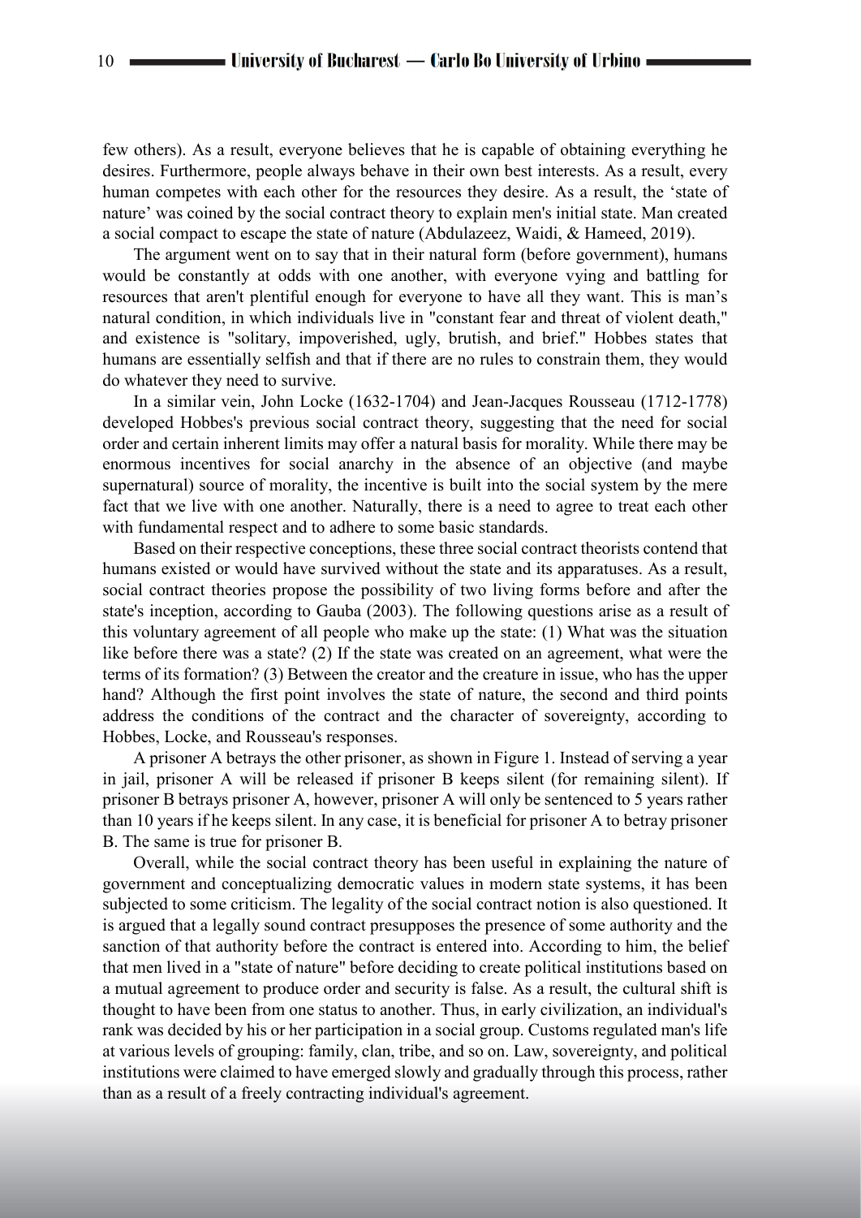few others). As a result, everyone believes that he is capable of obtaining everything he desires. Furthermore, people always behave in their own best interests. As a result, every human competes with each other for the resources they desire. As a result, the 'state of nature' was coined by the social contract theory to explain men's initial state. Man created a social compact to escape the state of nature (Abdulazeez, Waidi, & Hameed, 2019).

The argument went on to say that in their natural form (before government), humans would be constantly at odds with one another, with everyone vying and battling for resources that aren't plentiful enough for everyone to have all they want. This is man's natural condition, in which individuals live in "constant fear and threat of violent death," and existence is "solitary, impoverished, ugly, brutish, and brief." Hobbes states that humans are essentially selfish and that if there are no rules to constrain them, they would do whatever they need to survive.

In a similar vein, John Locke (1632-1704) and Jean-Jacques Rousseau (1712-1778) developed Hobbes's previous social contract theory, suggesting that the need for social order and certain inherent limits may offer a natural basis for morality. While there may be enormous incentives for social anarchy in the absence of an objective (and maybe supernatural) source of morality, the incentive is built into the social system by the mere fact that we live with one another. Naturally, there is a need to agree to treat each other with fundamental respect and to adhere to some basic standards.

Based on their respective conceptions, these three social contract theorists contend that humans existed or would have survived without the state and its apparatuses. As a result, social contract theories propose the possibility of two living forms before and after the state's inception, according to Gauba (2003). The following questions arise as a result of this voluntary agreement of all people who make up the state: (1) What was the situation like before there was a state? (2) If the state was created on an agreement, what were the terms of its formation? (3) Between the creator and the creature in issue, who has the upper hand? Although the first point involves the state of nature, the second and third points address the conditions of the contract and the character of sovereignty, according to Hobbes, Locke, and Rousseau's responses.

A prisoner A betrays the other prisoner, as shown in Figure 1. Instead of serving a year in jail, prisoner A will be released if prisoner B keeps silent (for remaining silent). If prisoner B betrays prisoner A, however, prisoner A will only be sentenced to 5 years rather than 10 years if he keeps silent. In any case, it is beneficial for prisoner A to betray prisoner B. The same is true for prisoner B.

Overall, while the social contract theory has been useful in explaining the nature of government and conceptualizing democratic values in modern state systems, it has been subjected to some criticism. The legality of the social contract notion is also questioned. It is argued that a legally sound contract presupposes the presence of some authority and the sanction of that authority before the contract is entered into. According to him, the belief that men lived in a "state of nature" before deciding to create political institutions based on a mutual agreement to produce order and security is false. As a result, the cultural shift is thought to have been from one status to another. Thus, in early civilization, an individual's rank was decided by his or her participation in a social group. Customs regulated man's life at various levels of grouping: family, clan, tribe, and so on. Law, sovereignty, and political institutions were claimed to have emerged slowly and gradually through this process, rather than as a result of a freely contracting individual's agreement.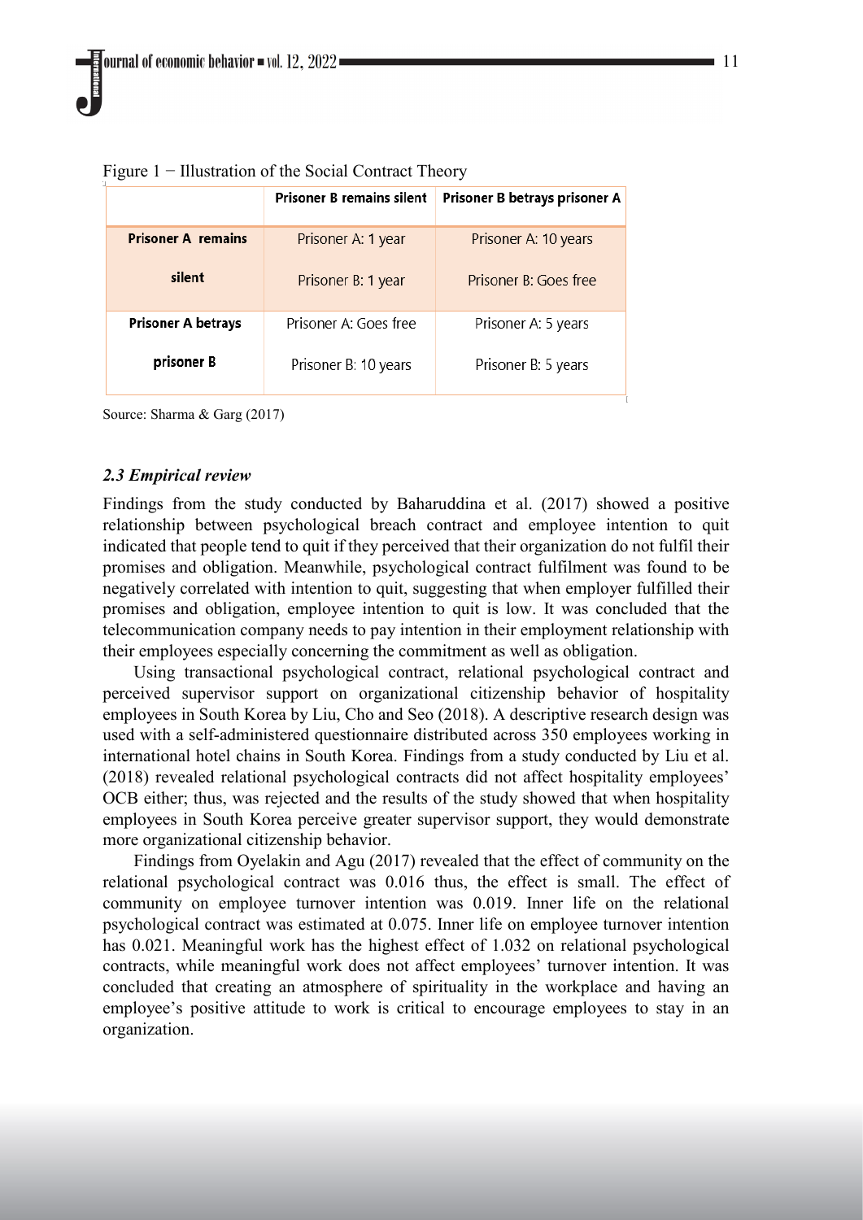Figure 1 − Illustration of the Social Contract Theory

| | Prisoner B remains silent | Prisoner B betrays prisoner A |
|---|---|---|
| **Prisoner A remains silent** | Prisoner A: 1 year<br>Prisoner B: 1 year | Prisoner A: 10 years<br>Prisoner B: Goes free |
| **Prisoner A betrays prisoner B** | Prisoner A: Goes free<br>Prisoner B: 10 years | Prisoner A: 5 years<br>Prisoner B: 5 years |

Source: Sharma & Garg (2017)

### *2.3 Empirical review*

Findings from the study conducted by Baharuddina et al. (2017) showed a positive relationship between psychological breach contract and employee intention to quit indicated that people tend to quit if they perceived that their organization do not fulfil their promises and obligation. Meanwhile, psychological contract fulfilment was found to be negatively correlated with intention to quit, suggesting that when employer fulfilled their promises and obligation, employee intention to quit is low. It was concluded that the telecommunication company needs to pay intention in their employment relationship with their employees especially concerning the commitment as well as obligation.

Using transactional psychological contract, relational psychological contract and perceived supervisor support on organizational citizenship behavior of hospitality employees in South Korea by Liu, Cho and Seo (2018). A descriptive research design was used with a self-administered questionnaire distributed across 350 employees working in international hotel chains in South Korea. Findings from a study conducted by Liu et al. (2018) revealed relational psychological contracts did not affect hospitality employees' OCB either; thus, was rejected and the results of the study showed that when hospitality employees in South Korea perceive greater supervisor support, they would demonstrate more organizational citizenship behavior.

Findings from Oyelakin and Agu (2017) revealed that the effect of community on the relational psychological contract was 0.016 thus, the effect is small. The effect of community on employee turnover intention was 0.019. Inner life on the relational psychological contract was estimated at 0.075. Inner life on employee turnover intention has 0.021. Meaningful work has the highest effect of 1.032 on relational psychological contracts, while meaningful work does not affect employees' turnover intention. It was concluded that creating an atmosphere of spirituality in the workplace and having an employee's positive attitude to work is critical to encourage employees to stay in an organization.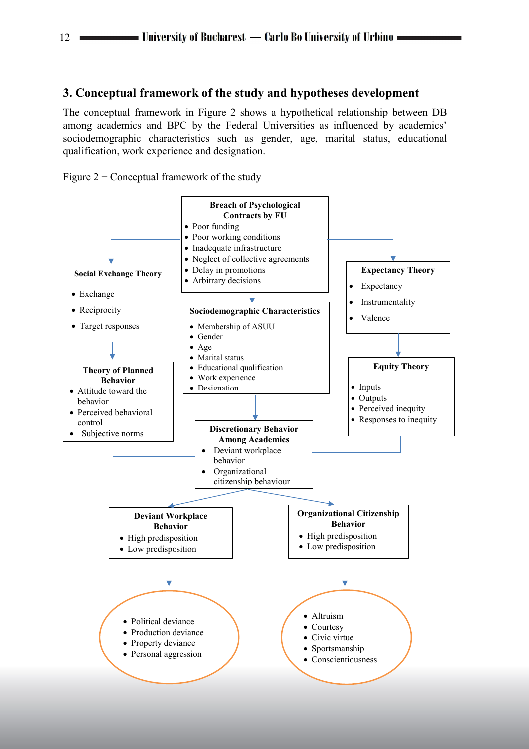## 3. Conceptual framework of the study and hypotheses development

The conceptual framework in Figure 2 shows a hypothetical relationship between DB among academics and BPC by the Federal Universities as influenced by academics' sociodemographic characteristics such as gender, age, marital status, educational qualification, work experience and designation.

Figure 2 − Conceptual framework of the study

**Breach of Psychological Contracts by FU**
- Poor funding
- Poor working conditions
- Inadequate infrastructure
- Neglect of collective agreements
- Delay in promotions
- Arbitrary decisions

**Social Exchange Theory**
- Exchange
- Reciprocity
- Target responses

**Expectancy Theory**
- Expectancy
- Instrumentality
- Valence

**Sociodemographic Characteristics**
- Membership of ASUU
- Gender
- Age
- Marital status
- Educational qualification
- Work experience
- Designation

**Theory of Planned Behavior**
- Attitude toward the behavior
- Perceived behavioral control
- Subjective norms

**Equity Theory**
- Inputs
- Outputs
- Perceived inequity
- Responses to inequity

**Discretionary Behavior Among Academics**
- Deviant workplace behavior
- Organizational citizenship behaviour

**Deviant Workplace Behavior**
- High predisposition
- Low predisposition

**Organizational Citizenship Behavior**
- High predisposition
- Low predisposition

- Political deviance
- Production deviance
- Property deviance
- Personal aggression

- Altruism
- Courtesy
- Civic virtue
- Sportsmanship
- Conscientiousness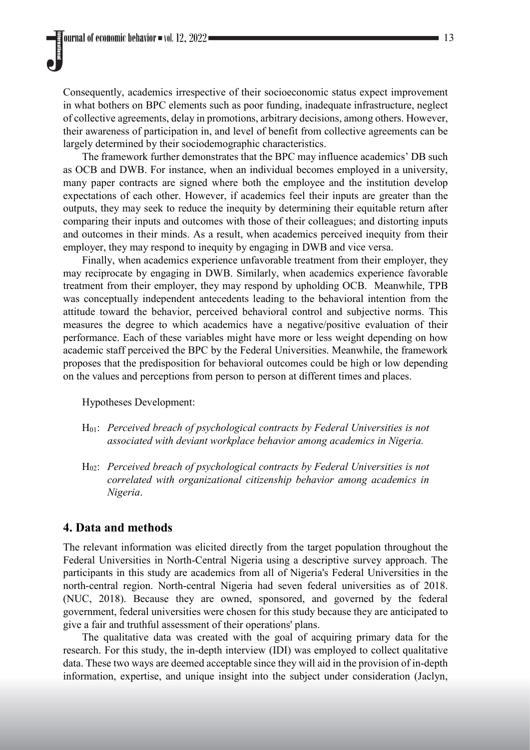Consequently, academics irrespective of their socioeconomic status expect improvement in what bothers on BPC elements such as poor funding, inadequate infrastructure, neglect of collective agreements, delay in promotions, arbitrary decisions, among others. However, their awareness of participation in, and level of benefit from collective agreements can be largely determined by their sociodemographic characteristics.

The framework further demonstrates that the BPC may influence academics' DB such as OCB and DWB. For instance, when an individual becomes employed in a university, many paper contracts are signed where both the employee and the institution develop expectations of each other. However, if academics feel their inputs are greater than the outputs, they may seek to reduce the inequity by determining their equitable return after comparing their inputs and outcomes with those of their colleagues; and distorting inputs and outcomes in their minds. As a result, when academics perceived inequity from their employer, they may respond to inequity by engaging in DWB and vice versa.

Finally, when academics experience unfavorable treatment from their employer, they may reciprocate by engaging in DWB. Similarly, when academics experience favorable treatment from their employer, they may respond by upholding OCB. Meanwhile, TPB was conceptually independent antecedents leading to the behavioral intention from the attitude toward the behavior, perceived behavioral control and subjective norms. This measures the degree to which academics have a negative/positive evaluation of their performance. Each of these variables might have more or less weight depending on how academic staff perceived the BPC by the Federal Universities. Meanwhile, the framework proposes that the predisposition for behavioral outcomes could be high or low depending on the values and perceptions from person to person at different times and places.

Hypotheses Development:

- $H_{01}$: *Perceived breach of psychological contracts by Federal Universities is not associated with deviant workplace behavior among academics in Nigeria.*

- $H_{02}$: *Perceived breach of psychological contracts by Federal Universities is not correlated with organizational citizenship behavior among academics in Nigeria*.

## 4. Data and methods

The relevant information was elicited directly from the target population throughout the Federal Universities in North-Central Nigeria using a descriptive survey approach. The participants in this study are academics from all of Nigeria's Federal Universities in the north-central region. North-central Nigeria had seven federal universities as of 2018. (NUC, 2018). Because they are owned, sponsored, and governed by the federal government, federal universities were chosen for this study because they are anticipated to give a fair and truthful assessment of their operations' plans.

The qualitative data was created with the goal of acquiring primary data for the research. For this study, the in-depth interview (IDI) was employed to collect qualitative data. These two ways are deemed acceptable since they will aid in the provision of in-depth information, expertise, and unique insight into the subject under consideration (Jaclyn,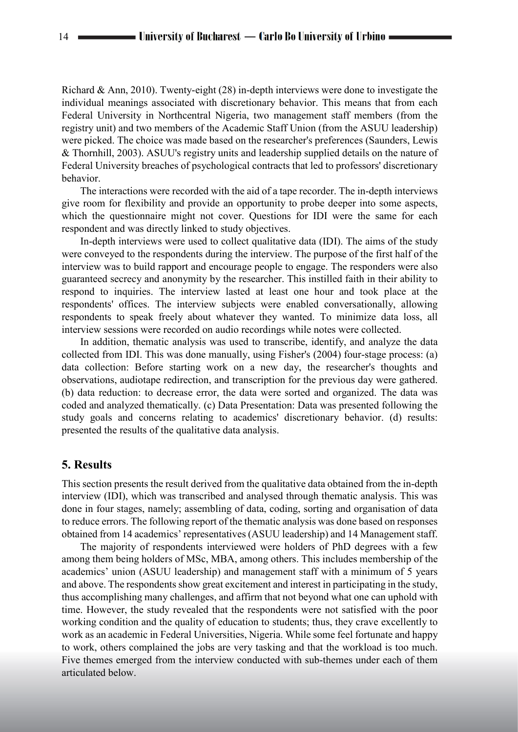Richard & Ann, 2010). Twenty-eight (28) in-depth interviews were done to investigate the individual meanings associated with discretionary behavior. This means that from each Federal University in Northcentral Nigeria, two management staff members (from the registry unit) and two members of the Academic Staff Union (from the ASUU leadership) were picked. The choice was made based on the researcher's preferences (Saunders, Lewis & Thornhill, 2003). ASUU's registry units and leadership supplied details on the nature of Federal University breaches of psychological contracts that led to professors' discretionary behavior.

The interactions were recorded with the aid of a tape recorder. The in-depth interviews give room for flexibility and provide an opportunity to probe deeper into some aspects, which the questionnaire might not cover. Questions for IDI were the same for each respondent and was directly linked to study objectives.

In-depth interviews were used to collect qualitative data (IDI). The aims of the study were conveyed to the respondents during the interview. The purpose of the first half of the interview was to build rapport and encourage people to engage. The responders were also guaranteed secrecy and anonymity by the researcher. This instilled faith in their ability to respond to inquiries. The interview lasted at least one hour and took place at the respondents' offices. The interview subjects were enabled conversationally, allowing respondents to speak freely about whatever they wanted. To minimize data loss, all interview sessions were recorded on audio recordings while notes were collected.

In addition, thematic analysis was used to transcribe, identify, and analyze the data collected from IDI. This was done manually, using Fisher's (2004) four-stage process: (a) data collection: Before starting work on a new day, the researcher's thoughts and observations, audiotape redirection, and transcription for the previous day were gathered. (b) data reduction: to decrease error, the data were sorted and organized. The data was coded and analyzed thematically. (c) Data Presentation: Data was presented following the study goals and concerns relating to academics' discretionary behavior. (d) results: presented the results of the qualitative data analysis.

## 5. Results

This section presents the result derived from the qualitative data obtained from the in-depth interview (IDI), which was transcribed and analysed through thematic analysis. This was done in four stages, namely; assembling of data, coding, sorting and organisation of data to reduce errors. The following report of the thematic analysis was done based on responses obtained from 14 academics' representatives (ASUU leadership) and 14 Management staff.

The majority of respondents interviewed were holders of PhD degrees with a few among them being holders of MSc, MBA, among others. This includes membership of the academics' union (ASUU leadership) and management staff with a minimum of 5 years and above. The respondents show great excitement and interest in participating in the study, thus accomplishing many challenges, and affirm that not beyond what one can uphold with time. However, the study revealed that the respondents were not satisfied with the poor working condition and the quality of education to students; thus, they crave excellently to work as an academic in Federal Universities, Nigeria. While some feel fortunate and happy to work, others complained the jobs are very tasking and that the workload is too much. Five themes emerged from the interview conducted with sub-themes under each of them articulated below.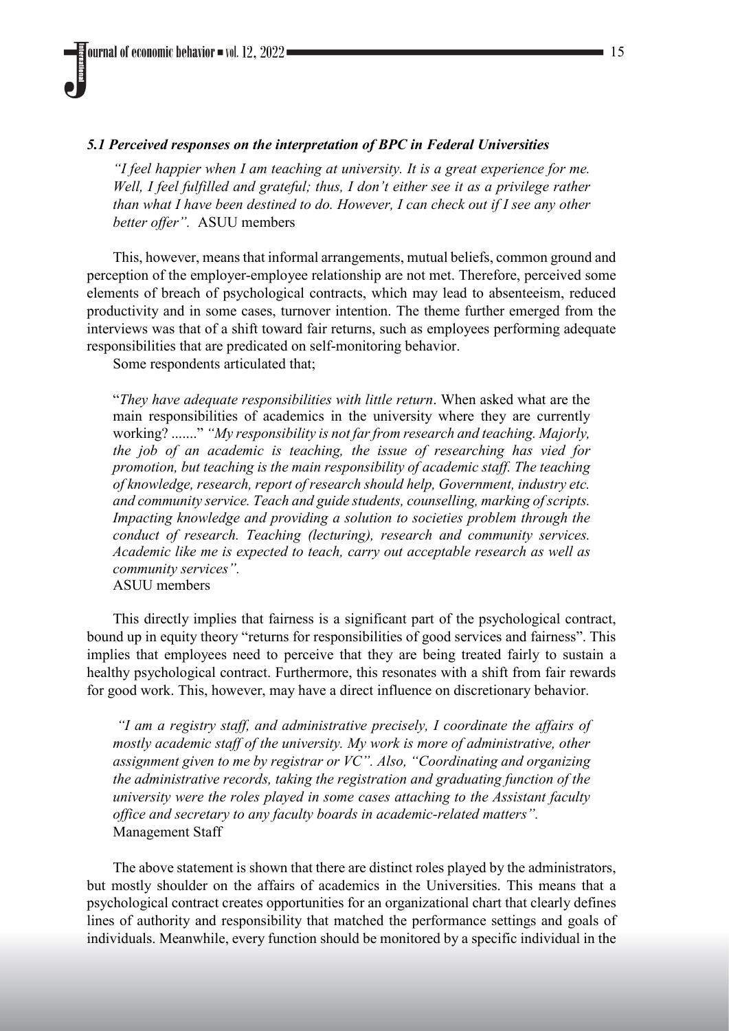### *5.1 Perceived responses on the interpretation of BPC in Federal Universities*

> *"I feel happier when I am teaching at university. It is a great experience for me. Well, I feel fulfilled and grateful; thus, I don't either see it as a privilege rather than what I have been destined to do. However, I can check out if I see any other better offer".* ASUU members

This, however, means that informal arrangements, mutual beliefs, common ground and perception of the employer-employee relationship are not met. Therefore, perceived some elements of breach of psychological contracts, which may lead to absenteeism, reduced productivity and in some cases, turnover intention. The theme further emerged from the interviews was that of a shift toward fair returns, such as employees performing adequate responsibilities that are predicated on self-monitoring behavior.

Some respondents articulated that;

> "*They have adequate responsibilities with little return*. When asked what are the main responsibilities of academics in the university where they are currently working? ......." *"My responsibility is not far from research and teaching. Majorly, the job of an academic is teaching, the issue of researching has vied for promotion, but teaching is the main responsibility of academic staff. The teaching of knowledge, research, report of research should help, Government, industry etc. and community service. Teach and guide students, counselling, marking of scripts. Impacting knowledge and providing a solution to societies problem through the conduct of research. Teaching (lecturing), research and community services. Academic like me is expected to teach, carry out acceptable research as well as community services".*
> ASUU members

This directly implies that fairness is a significant part of the psychological contract, bound up in equity theory "returns for responsibilities of good services and fairness". This implies that employees need to perceive that they are being treated fairly to sustain a healthy psychological contract. Furthermore, this resonates with a shift from fair rewards for good work. This, however, may have a direct influence on discretionary behavior.

> *"I am a registry staff, and administrative precisely, I coordinate the affairs of mostly academic staff of the university. My work is more of administrative, other assignment given to me by registrar or VC". Also, "Coordinating and organizing the administrative records, taking the registration and graduating function of the university were the roles played in some cases attaching to the Assistant faculty office and secretary to any faculty boards in academic-related matters".*
> Management Staff

The above statement is shown that there are distinct roles played by the administrators, but mostly shoulder on the affairs of academics in the Universities. This means that a psychological contract creates opportunities for an organizational chart that clearly defines lines of authority and responsibility that matched the performance settings and goals of individuals. Meanwhile, every function should be monitored by a specific individual in the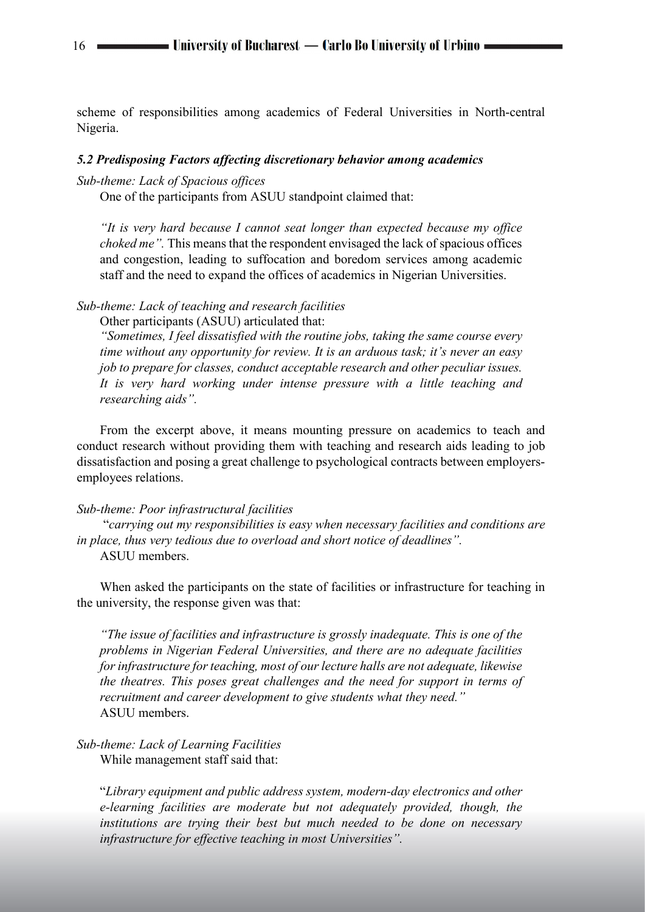scheme of responsibilities among academics of Federal Universities in North-central Nigeria.

### *5.2 Predisposing Factors affecting discretionary behavior among academics*

*Sub-theme: Lack of Spacious offices*

One of the participants from ASUU standpoint claimed that:

> *"It is very hard because I cannot seat longer than expected because my office choked me".* This means that the respondent envisaged the lack of spacious offices and congestion, leading to suffocation and boredom services among academic staff and the need to expand the offices of academics in Nigerian Universities.

*Sub-theme: Lack of teaching and research facilities*

Other participants (ASUU) articulated that:

> *"Sometimes, I feel dissatisfied with the routine jobs, taking the same course every time without any opportunity for review. It is an arduous task; it's never an easy job to prepare for classes, conduct acceptable research and other peculiar issues. It is very hard working under intense pressure with a little teaching and researching aids".*

From the excerpt above, it means mounting pressure on academics to teach and conduct research without providing them with teaching and research aids leading to job dissatisfaction and posing a great challenge to psychological contracts between employers-employees relations.

*Sub-theme: Poor infrastructural facilities*

"*carrying out my responsibilities is easy when necessary facilities and conditions are in place, thus very tedious due to overload and short notice of deadlines".*

ASUU members.

When asked the participants on the state of facilities or infrastructure for teaching in the university, the response given was that:

> *"The issue of facilities and infrastructure is grossly inadequate. This is one of the problems in Nigerian Federal Universities, and there are no adequate facilities for infrastructure for teaching, most of our lecture halls are not adequate, likewise the theatres. This poses great challenges and the need for support in terms of recruitment and career development to give students what they need."*
>
> ASUU members.

*Sub-theme: Lack of Learning Facilities*

While management staff said that:

> "*Library equipment and public address system, modern-day electronics and other e-learning facilities are moderate but not adequately provided, though, the institutions are trying their best but much needed to be done on necessary infrastructure for effective teaching in most Universities".*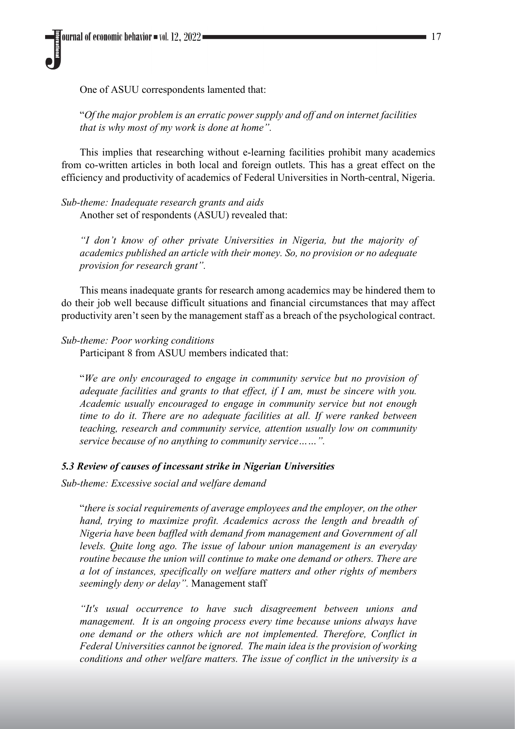One of ASUU correspondents lamented that:

> "*Of the major problem is an erratic power supply and off and on internet facilities that is why most of my work is done at home*".

This implies that researching without e-learning facilities prohibit many academics from co-written articles in both local and foreign outlets. This has a great effect on the efficiency and productivity of academics of Federal Universities in North-central, Nigeria.

*Sub-theme: Inadequate research grants and aids*

Another set of respondents (ASUU) revealed that:

> *"I don't know of other private Universities in Nigeria, but the majority of academics published an article with their money. So, no provision or no adequate provision for research grant".*

This means inadequate grants for research among academics may be hindered them to do their job well because difficult situations and financial circumstances that may affect productivity aren't seen by the management staff as a breach of the psychological contract.

*Sub-theme: Poor working conditions*

Participant 8 from ASUU members indicated that:

> "*We are only encouraged to engage in community service but no provision of adequate facilities and grants to that effect, if I am, must be sincere with you. Academic usually encouraged to engage in community service but not enough time to do it. There are no adequate facilities at all. If were ranked between teaching, research and community service, attention usually low on community service because of no anything to community service……*".

### *5.3 Review of causes of incessant strike in Nigerian Universities*

*Sub-theme: Excessive social and welfare demand*

> "*there is social requirements of average employees and the employer, on the other hand, trying to maximize profit. Academics across the length and breadth of Nigeria have been baffled with demand from management and Government of all levels. Quite long ago. The issue of labour union management is an everyday routine because the union will continue to make one demand or others. There are a lot of instances, specifically on welfare matters and other rights of members seemingly deny or delay*". Management staff

> *"It's usual occurrence to have such disagreement between unions and management. It is an ongoing process every time because unions always have one demand or the others which are not implemented. Therefore, Conflict in Federal Universities cannot be ignored. The main idea is the provision of working conditions and other welfare matters. The issue of conflict in the university is a*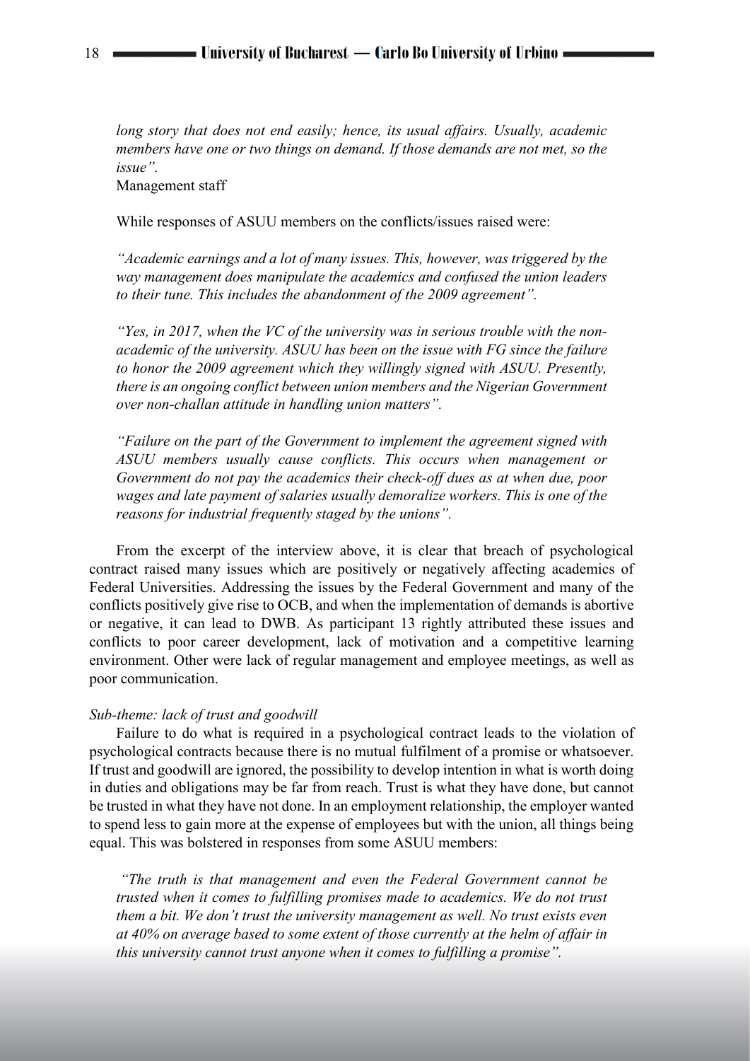*long story that does not end easily; hence, its usual affairs. Usually, academic members have one or two things on demand. If those demands are not met, so the issue".*

Management staff

While responses of ASUU members on the conflicts/issues raised were:

*"Academic earnings and a lot of many issues. This, however, was triggered by the way management does manipulate the academics and confused the union leaders to their tune. This includes the abandonment of the 2009 agreement".*

*"Yes, in 2017, when the VC of the university was in serious trouble with the non-academic of the university. ASUU has been on the issue with FG since the failure to honor the 2009 agreement which they willingly signed with ASUU. Presently, there is an ongoing conflict between union members and the Nigerian Government over non-challan attitude in handling union matters".*

*"Failure on the part of the Government to implement the agreement signed with ASUU members usually cause conflicts. This occurs when management or Government do not pay the academics their check-off dues as at when due, poor wages and late payment of salaries usually demoralize workers. This is one of the reasons for industrial frequently staged by the unions".*

From the excerpt of the interview above, it is clear that breach of psychological contract raised many issues which are positively or negatively affecting academics of Federal Universities. Addressing the issues by the Federal Government and many of the conflicts positively give rise to OCB, and when the implementation of demands is abortive or negative, it can lead to DWB. As participant 13 rightly attributed these issues and conflicts to poor career development, lack of motivation and a competitive learning environment. Other were lack of regular management and employee meetings, as well as poor communication.

*Sub-theme: lack of trust and goodwill*

Failure to do what is required in a psychological contract leads to the violation of psychological contracts because there is no mutual fulfilment of a promise or whatsoever. If trust and goodwill are ignored, the possibility to develop intention in what is worth doing in duties and obligations may be far from reach. Trust is what they have done, but cannot be trusted in what they have not done. In an employment relationship, the employer wanted to spend less to gain more at the expense of employees but with the union, all things being equal. This was bolstered in responses from some ASUU members:

*"The truth is that management and even the Federal Government cannot be trusted when it comes to fulfilling promises made to academics. We do not trust them a bit. We don't trust the university management as well. No trust exists even at 40% on average based to some extent of those currently at the helm of affair in this university cannot trust anyone when it comes to fulfilling a promise".*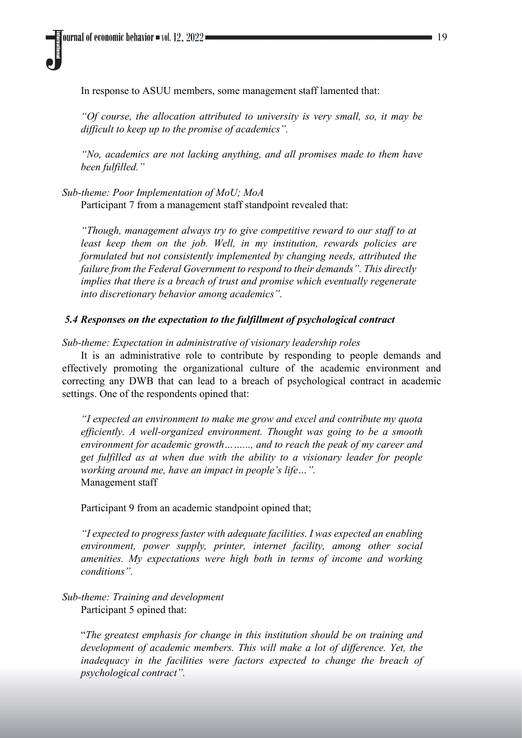In response to ASUU members, some management staff lamented that:

> *"Of course, the allocation attributed to university is very small, so, it may be difficult to keep up to the promise of academics".*
>
> *"No, academics are not lacking anything, and all promises made to them have been fulfilled."*

*Sub-theme: Poor Implementation of MoU; MoA*

Participant 7 from a management staff standpoint revealed that:

> *"Though, management always try to give competitive reward to our staff to at least keep them on the job. Well, in my institution, rewards policies are formulated but not consistently implemented by changing needs, attributed the failure from the Federal Government to respond to their demands". This directly implies that there is a breach of trust and promise which eventually regenerate into discretionary behavior among academics".*

### *5.4 Responses on the expectation to the fulfillment of psychological contract*

*Sub-theme: Expectation in administrative of visionary leadership roles*

It is an administrative role to contribute by responding to people demands and effectively promoting the organizational culture of the academic environment and correcting any DWB that can lead to a breach of psychological contract in academic settings. One of the respondents opined that:

> *"I expected an environment to make me grow and excel and contribute my quota efficiently. A well-organized environment. Thought was going to be a smooth environment for academic growth…….., and to reach the peak of my career and get fulfilled as at when due with the ability to a visionary leader for people working around me, have an impact in people's life…".*
> Management staff

Participant 9 from an academic standpoint opined that;

> *"I expected to progress faster with adequate facilities. I was expected an enabling environment, power supply, printer, internet facility, among other social amenities. My expectations were high both in terms of income and working conditions".*

*Sub-theme: Training and development*

Participant 5 opined that:

> "*The greatest emphasis for change in this institution should be on training and development of academic members. This will make a lot of difference. Yet, the inadequacy in the facilities were factors expected to change the breach of psychological contract".*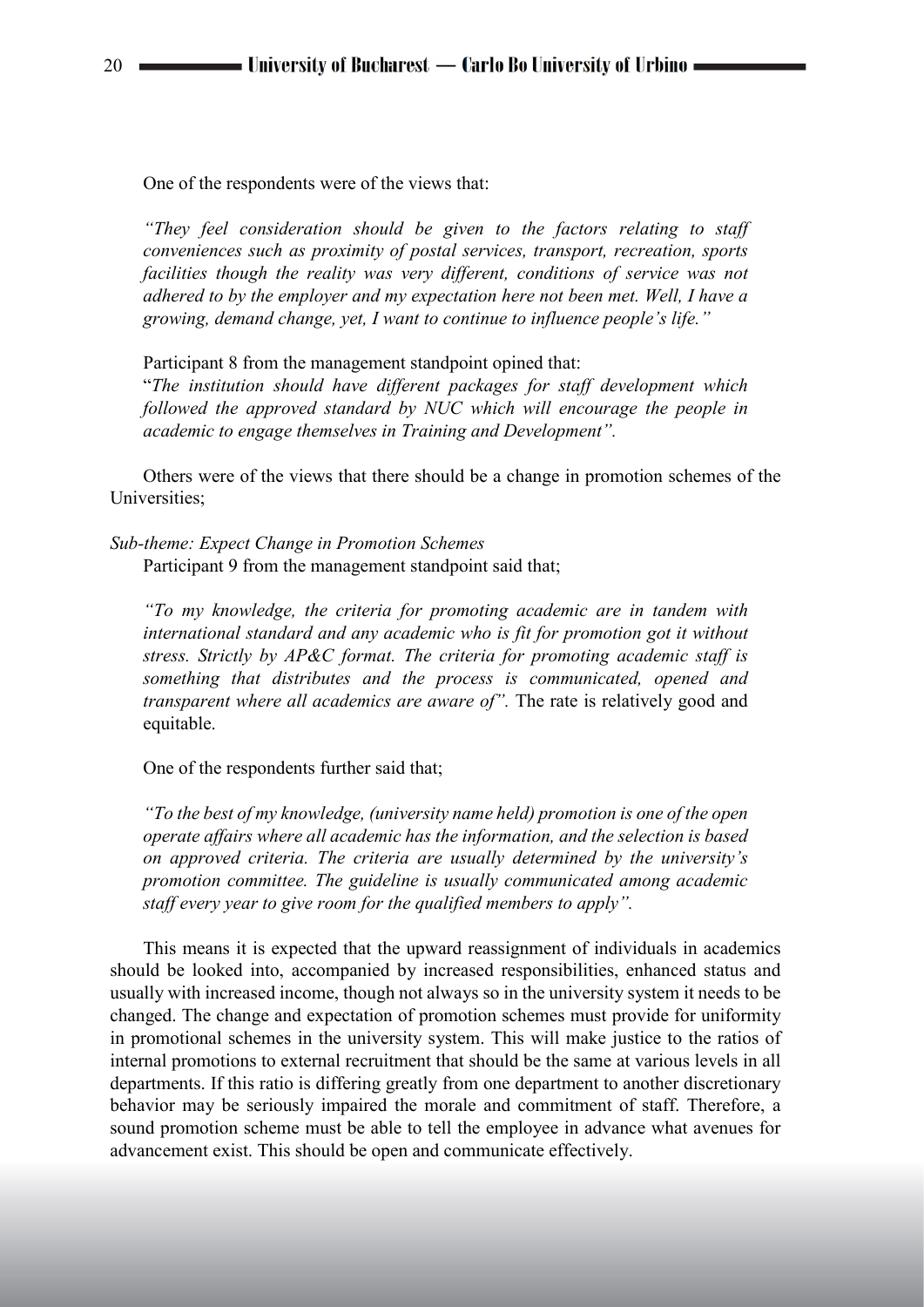One of the respondents were of the views that:

> *"They feel consideration should be given to the factors relating to staff conveniences such as proximity of postal services, transport, recreation, sports facilities though the reality was very different, conditions of service was not adhered to by the employer and my expectation here not been met. Well, I have a growing, demand change, yet, I want to continue to influence people's life."*

Participant 8 from the management standpoint opined that:

> "*The institution should have different packages for staff development which followed the approved standard by NUC which will encourage the people in academic to engage themselves in Training and Development".*

Others were of the views that there should be a change in promotion schemes of the Universities;

*Sub-theme: Expect Change in Promotion Schemes*

Participant 9 from the management standpoint said that;

> *"To my knowledge, the criteria for promoting academic are in tandem with international standard and any academic who is fit for promotion got it without stress. Strictly by AP&C format. The criteria for promoting academic staff is something that distributes and the process is communicated, opened and transparent where all academics are aware of".* The rate is relatively good and equitable.

One of the respondents further said that;

> *"To the best of my knowledge, (university name held) promotion is one of the open operate affairs where all academic has the information, and the selection is based on approved criteria. The criteria are usually determined by the university's promotion committee. The guideline is usually communicated among academic staff every year to give room for the qualified members to apply".*

This means it is expected that the upward reassignment of individuals in academics should be looked into, accompanied by increased responsibilities, enhanced status and usually with increased income, though not always so in the university system it needs to be changed. The change and expectation of promotion schemes must provide for uniformity in promotional schemes in the university system. This will make justice to the ratios of internal promotions to external recruitment that should be the same at various levels in all departments. If this ratio is differing greatly from one department to another discretionary behavior may be seriously impaired the morale and commitment of staff. Therefore, a sound promotion scheme must be able to tell the employee in advance what avenues for advancement exist. This should be open and communicate effectively.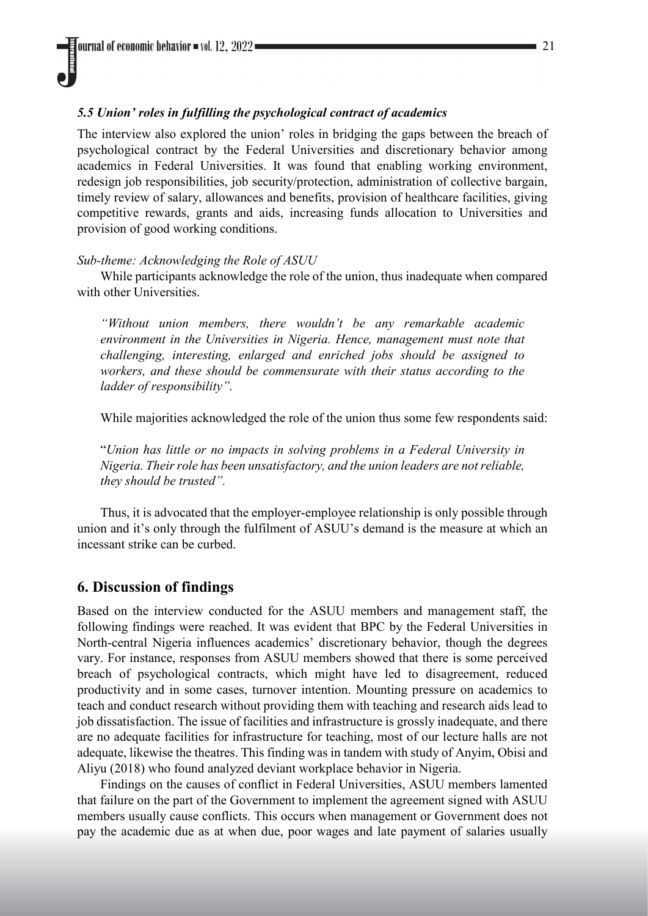### *5.5 Union' roles in fulfilling the psychological contract of academics*

The interview also explored the union' roles in bridging the gaps between the breach of psychological contract by the Federal Universities and discretionary behavior among academics in Federal Universities. It was found that enabling working environment, redesign job responsibilities, job security/protection, administration of collective bargain, timely review of salary, allowances and benefits, provision of healthcare facilities, giving competitive rewards, grants and aids, increasing funds allocation to Universities and provision of good working conditions.

*Sub-theme: Acknowledging the Role of ASUU*

While participants acknowledge the role of the union, thus inadequate when compared with other Universities.

> *"Without union members, there wouldn't be any remarkable academic environment in the Universities in Nigeria. Hence, management must note that challenging, interesting, enlarged and enriched jobs should be assigned to workers, and these should be commensurate with their status according to the ladder of responsibility".*

While majorities acknowledged the role of the union thus some few respondents said:

> "*Union has little or no impacts in solving problems in a Federal University in Nigeria. Their role has been unsatisfactory, and the union leaders are not reliable, they should be trusted".*

Thus, it is advocated that the employer-employee relationship is only possible through union and it's only through the fulfilment of ASUU's demand is the measure at which an incessant strike can be curbed.

## 6. Discussion of findings

Based on the interview conducted for the ASUU members and management staff, the following findings were reached. It was evident that BPC by the Federal Universities in North-central Nigeria influences academics' discretionary behavior, though the degrees vary. For instance, responses from ASUU members showed that there is some perceived breach of psychological contracts, which might have led to disagreement, reduced productivity and in some cases, turnover intention. Mounting pressure on academics to teach and conduct research without providing them with teaching and research aids lead to job dissatisfaction. The issue of facilities and infrastructure is grossly inadequate, and there are no adequate facilities for infrastructure for teaching, most of our lecture halls are not adequate, likewise the theatres. This finding was in tandem with study of Anyim, Obisi and Aliyu (2018) who found analyzed deviant workplace behavior in Nigeria.

Findings on the causes of conflict in Federal Universities, ASUU members lamented that failure on the part of the Government to implement the agreement signed with ASUU members usually cause conflicts. This occurs when management or Government does not pay the academic due as at when due, poor wages and late payment of salaries usually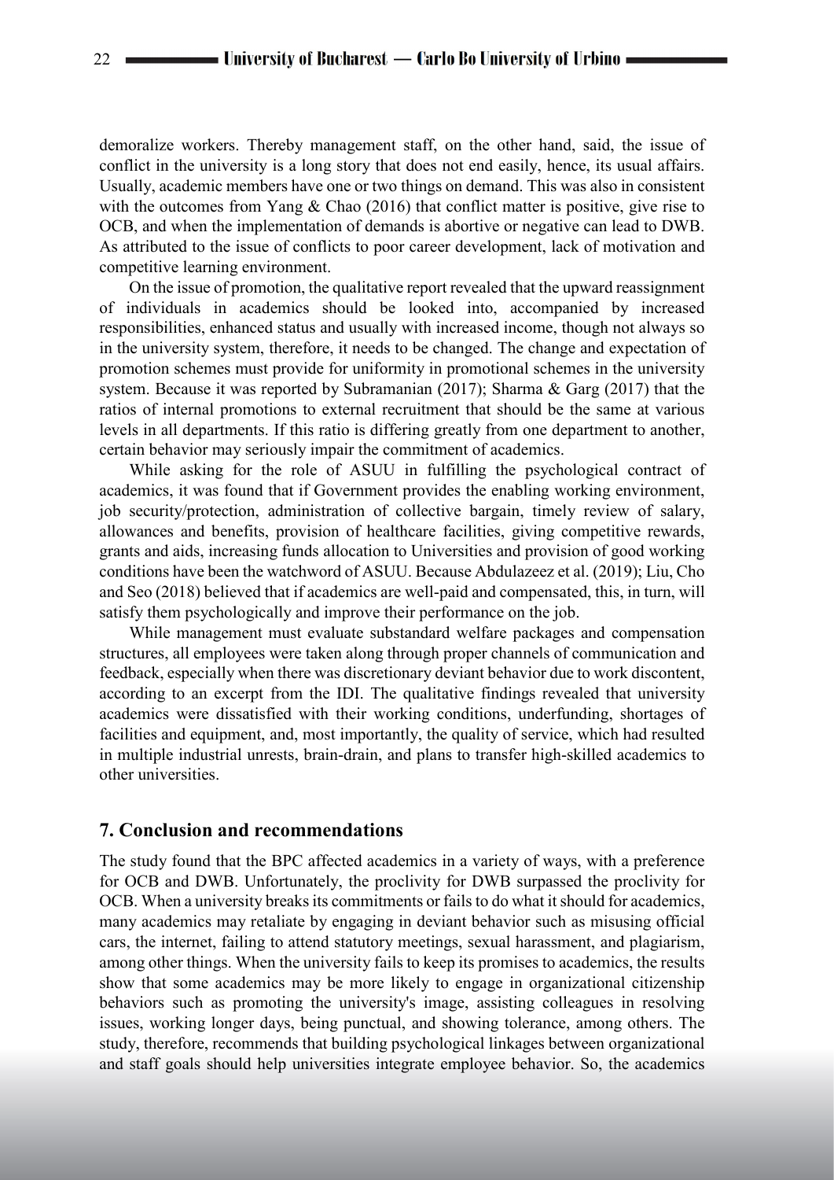demoralize workers. Thereby management staff, on the other hand, said, the issue of conflict in the university is a long story that does not end easily, hence, its usual affairs. Usually, academic members have one or two things on demand. This was also in consistent with the outcomes from Yang & Chao (2016) that conflict matter is positive, give rise to OCB, and when the implementation of demands is abortive or negative can lead to DWB. As attributed to the issue of conflicts to poor career development, lack of motivation and competitive learning environment.

On the issue of promotion, the qualitative report revealed that the upward reassignment of individuals in academics should be looked into, accompanied by increased responsibilities, enhanced status and usually with increased income, though not always so in the university system, therefore, it needs to be changed. The change and expectation of promotion schemes must provide for uniformity in promotional schemes in the university system. Because it was reported by Subramanian (2017); Sharma & Garg (2017) that the ratios of internal promotions to external recruitment that should be the same at various levels in all departments. If this ratio is differing greatly from one department to another, certain behavior may seriously impair the commitment of academics.

While asking for the role of ASUU in fulfilling the psychological contract of academics, it was found that if Government provides the enabling working environment, job security/protection, administration of collective bargain, timely review of salary, allowances and benefits, provision of healthcare facilities, giving competitive rewards, grants and aids, increasing funds allocation to Universities and provision of good working conditions have been the watchword of ASUU. Because Abdulazeez et al. (2019); Liu, Cho and Seo (2018) believed that if academics are well-paid and compensated, this, in turn, will satisfy them psychologically and improve their performance on the job.

While management must evaluate substandard welfare packages and compensation structures, all employees were taken along through proper channels of communication and feedback, especially when there was discretionary deviant behavior due to work discontent, according to an excerpt from the IDI. The qualitative findings revealed that university academics were dissatisfied with their working conditions, underfunding, shortages of facilities and equipment, and, most importantly, the quality of service, which had resulted in multiple industrial unrests, brain-drain, and plans to transfer high-skilled academics to other universities.

## 7. Conclusion and recommendations

The study found that the BPC affected academics in a variety of ways, with a preference for OCB and DWB. Unfortunately, the proclivity for DWB surpassed the proclivity for OCB. When a university breaks its commitments or fails to do what it should for academics, many academics may retaliate by engaging in deviant behavior such as misusing official cars, the internet, failing to attend statutory meetings, sexual harassment, and plagiarism, among other things. When the university fails to keep its promises to academics, the results show that some academics may be more likely to engage in organizational citizenship behaviors such as promoting the university's image, assisting colleagues in resolving issues, working longer days, being punctual, and showing tolerance, among others. The study, therefore, recommends that building psychological linkages between organizational and staff goals should help universities integrate employee behavior. So, the academics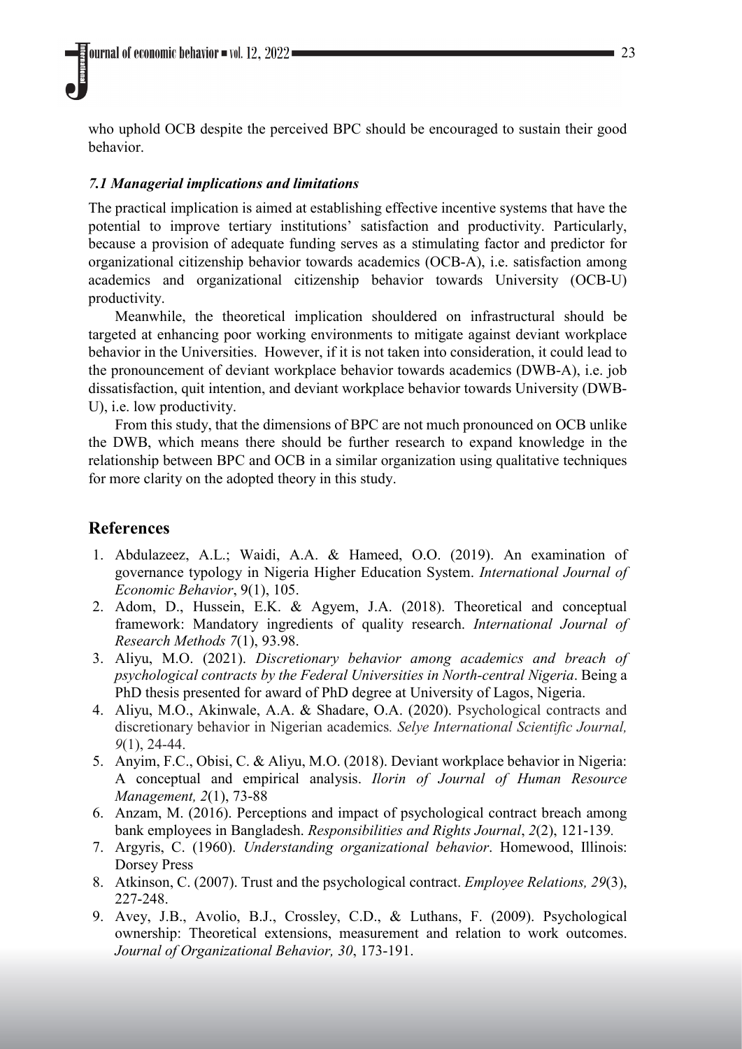who uphold OCB despite the perceived BPC should be encouraged to sustain their good behavior.

### *7.1 Managerial implications and limitations*

The practical implication is aimed at establishing effective incentive systems that have the potential to improve tertiary institutions' satisfaction and productivity. Particularly, because a provision of adequate funding serves as a stimulating factor and predictor for organizational citizenship behavior towards academics (OCB-A), i.e. satisfaction among academics and organizational citizenship behavior towards University (OCB-U) productivity.

Meanwhile, the theoretical implication shouldered on infrastructural should be targeted at enhancing poor working environments to mitigate against deviant workplace behavior in the Universities. However, if it is not taken into consideration, it could lead to the pronouncement of deviant workplace behavior towards academics (DWB-A), i.e. job dissatisfaction, quit intention, and deviant workplace behavior towards University (DWB-U), i.e. low productivity.

From this study, that the dimensions of BPC are not much pronounced on OCB unlike the DWB, which means there should be further research to expand knowledge in the relationship between BPC and OCB in a similar organization using qualitative techniques for more clarity on the adopted theory in this study.

## References

1. Abdulazeez, A.L.; Waidi, A.A. & Hameed, O.O. (2019). An examination of governance typology in Nigeria Higher Education System. *International Journal of Economic Behavior*, 9(1), 105.
2. Adom, D., Hussein, E.K. & Agyem, J.A. (2018). Theoretical and conceptual framework: Mandatory ingredients of quality research. *International Journal of Research Methods 7*(1), 93.98.
3. Aliyu, M.O. (2021). *Discretionary behavior among academics and breach of psychological contracts by the Federal Universities in North-central Nigeria*. Being a PhD thesis presented for award of PhD degree at University of Lagos, Nigeria.
4. Aliyu, M.O., Akinwale, A.A. & Shadare, O.A. (2020). Psychological contracts and discretionary behavior in Nigerian academics*. Selye International Scientific Journal, 9*(1), 24-44.
5. Anyim, F.C., Obisi, C. & Aliyu, M.O. (2018). Deviant workplace behavior in Nigeria: A conceptual and empirical analysis. *Ilorin of Journal of Human Resource Management, 2*(1), 73-88
6. Anzam, M. (2016). Perceptions and impact of psychological contract breach among bank employees in Bangladesh. *Responsibilities and Rights Journal*, *2*(2), 121-139*.*
7. Argyris, C. (1960). *Understanding organizational behavior*. Homewood, Illinois: Dorsey Press
8. Atkinson, C. (2007). Trust and the psychological contract. *Employee Relations, 29*(3), 227-248.
9. Avey, J.B., Avolio, B.J., Crossley, C.D., & Luthans, F. (2009). Psychological ownership: Theoretical extensions, measurement and relation to work outcomes. *Journal of Organizational Behavior, 30*, 173-191.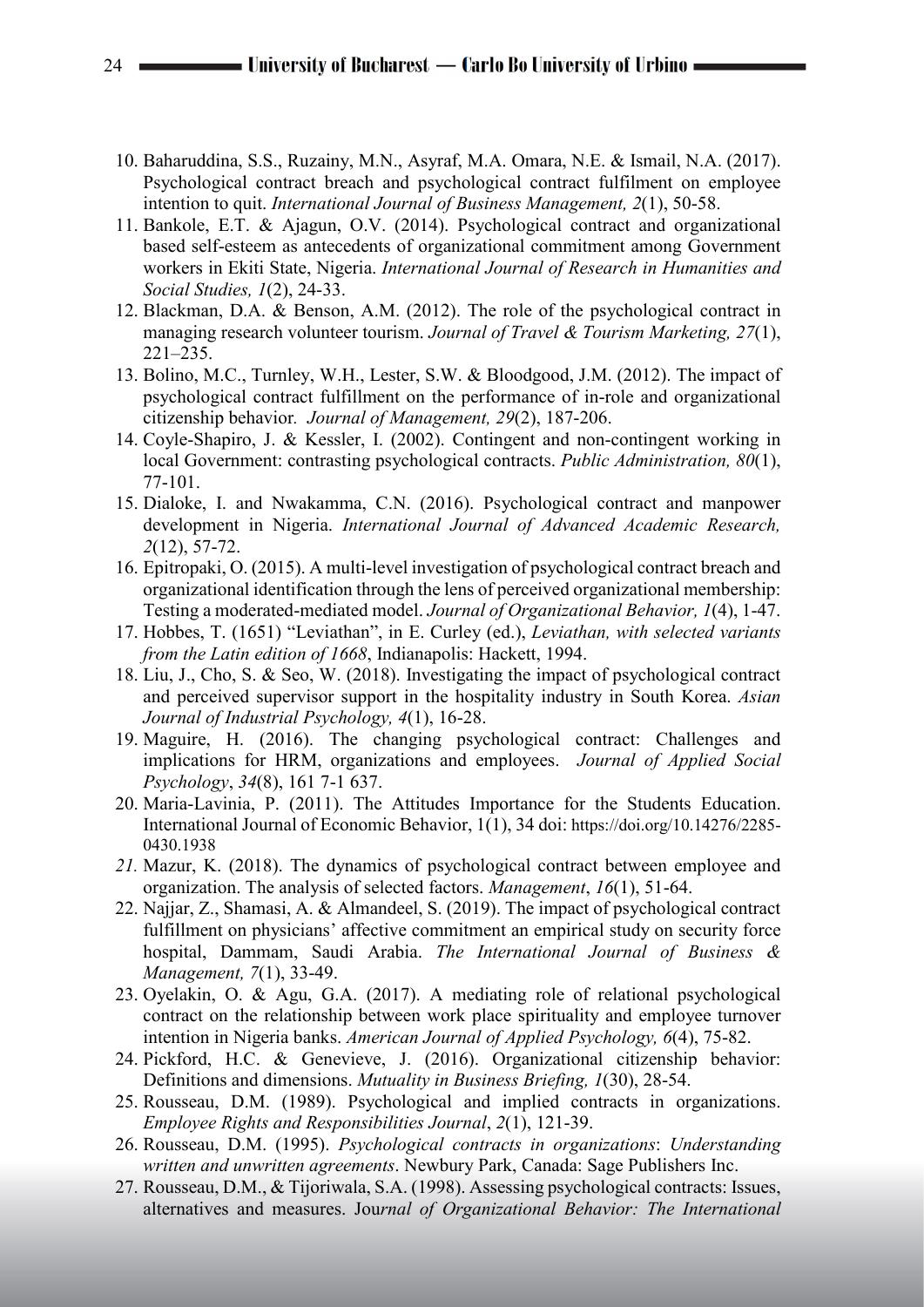10. Baharuddina, S.S., Ruzainy, M.N., Asyraf, M.A. Omara, N.E. & Ismail, N.A. (2017). Psychological contract breach and psychological contract fulfilment on employee intention to quit. *International Journal of Business Management, 2*(1), 50-58.
11. Bankole, E.T. & Ajagun, O.V. (2014). Psychological contract and organizational based self-esteem as antecedents of organizational commitment among Government workers in Ekiti State, Nigeria. *International Journal of Research in Humanities and Social Studies, 1*(2), 24-33.
12. Blackman, D.A. & Benson, A.M. (2012). The role of the psychological contract in managing research volunteer tourism. *Journal of Travel & Tourism Marketing, 27*(1), 221–235.
13. Bolino, M.C., Turnley, W.H., Lester, S.W. & Bloodgood, J.M. (2012). The impact of psychological contract fulfillment on the performance of in-role and organizational citizenship behavior. *Journal of Management, 29*(2), 187-206.
14. Coyle-Shapiro, J. & Kessler, I. (2002). Contingent and non-contingent working in local Government: contrasting psychological contracts. *Public Administration, 80*(1), 77-101.
15. Dialoke, I. and Nwakamma, C.N. (2016). Psychological contract and manpower development in Nigeria. *International Journal of Advanced Academic Research, 2*(12), 57-72.
16. Epitropaki, O. (2015). A multi-level investigation of psychological contract breach and organizational identification through the lens of perceived organizational membership: Testing a moderated-mediated model. *Journal of Organizational Behavior, 1*(4), 1-47.
17. Hobbes, T. (1651) "Leviathan", in E. Curley (ed.), *Leviathan, with selected variants from the Latin edition of 1668*, Indianapolis: Hackett, 1994.
18. Liu, J., Cho, S. & Seo, W. (2018). Investigating the impact of psychological contract and perceived supervisor support in the hospitality industry in South Korea. *Asian Journal of Industrial Psychology, 4*(1), 16-28.
19. Maguire, H. (2016). The changing psychological contract: Challenges and implications for HRM, organizations and employees. *Journal of Applied Social Psychology*, *34*(8), 161 7-1 637.
20. Maria-Lavinia, P. (2011). The Attitudes Importance for the Students Education. International Journal of Economic Behavior, 1(1), 34 doi: https://doi.org/10.14276/2285-0430.1938
21. Mazur, K. (2018). The dynamics of psychological contract between employee and organization. The analysis of selected factors. *Management*, *16*(1), 51-64.
22. Najjar, Z., Shamasi, A. & Almandeel, S. (2019). The impact of psychological contract fulfillment on physicians' affective commitment an empirical study on security force hospital, Dammam, Saudi Arabia. *The International Journal of Business & Management, 7*(1), 33-49.
23. Oyelakin, O. & Agu, G.A. (2017). A mediating role of relational psychological contract on the relationship between work place spirituality and employee turnover intention in Nigeria banks. *American Journal of Applied Psychology, 6*(4), 75-82.
24. Pickford, H.C. & Genevieve, J. (2016). Organizational citizenship behavior: Definitions and dimensions. *Mutuality in Business Briefing, 1*(30), 28-54.
25. Rousseau, D.M. (1989). Psychological and implied contracts in organizations. *Employee Rights and Responsibilities Journal*, *2*(1), 121-39.
26. Rousseau, D.M. (1995). *Psychological contracts in organizations*: *Understanding written and unwritten agreements*. Newbury Park, Canada: Sage Publishers Inc.
27. Rousseau, D.M., & Tijoriwala, S.A. (1998). Assessing psychological contracts: Issues, alternatives and measures. Jou*rnal of Organizational Behavior: The International*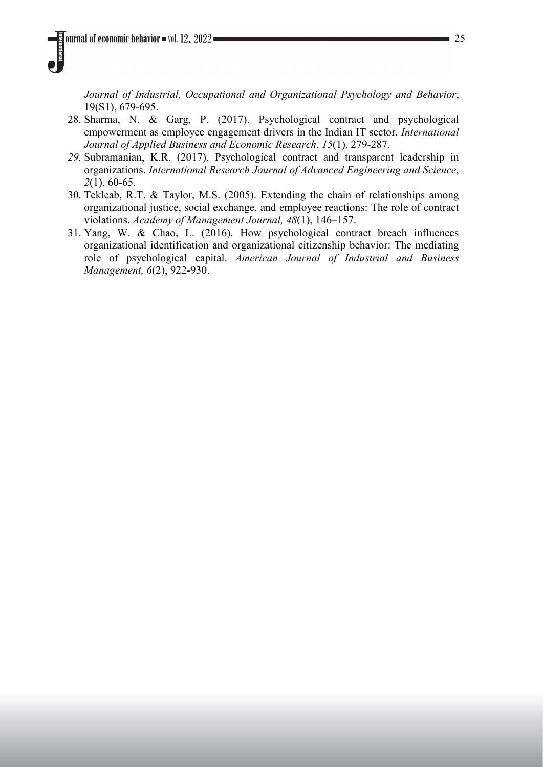*Journal of Industrial, Occupational and Organizational Psychology and Behavior*, 19(S1), 679-695.

28. Sharma, N. & Garg, P. (2017). Psychological contract and psychological empowerment as employee engagement drivers in the Indian IT sector. *International Journal of Applied Business and Economic Research*, *15*(1), 279-287.
29. Subramanian, K.R. (2017). Psychological contract and transparent leadership in organizations. *International Research Journal of Advanced Engineering and Science*, *2*(1), 60-65.
30. Tekleab, R.T. & Taylor, M.S. (2005). Extending the chain of relationships among organizational justice, social exchange, and employee reactions: The role of contract violations. *Academy of Management Journal, 48*(1), 146–157.
31. Yang, W. & Chao, L. (2016). How psychological contract breach influences organizational identification and organizational citizenship behavior: The mediating role of psychological capital. *American Journal of Industrial and Business Management, 6*(2), 922-930.